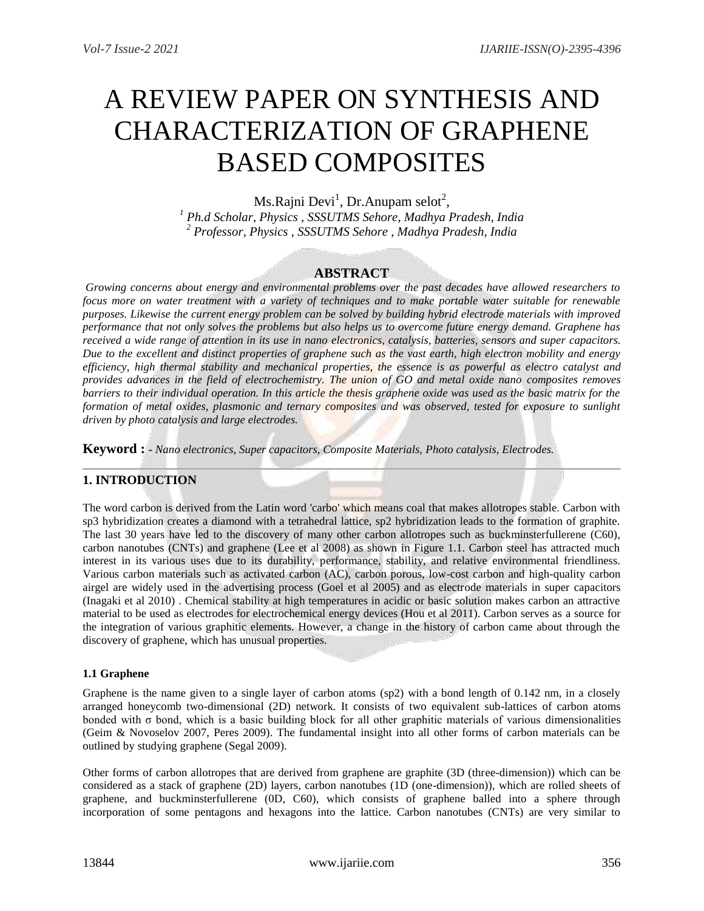# A REVIEW PAPER ON SYNTHESIS AND CHARACTERIZATION OF GRAPHENE BASED COMPOSITES

Ms.Rajni Devi[1], Dr.Anupam selot[2],

[1] Ph.d Scholar, Physics , SSSUTMS Sehore, Madhya Pradesh, India

[2] Professor, Physics , SSSUTMS Sehore , Madhya Pradesh, India

## ABSTRACT

*Growing concerns about energy and environmental problems over the past decades have allowed researchers to focus more on water treatment with a variety of techniques and to make portable water suitable for renewable purposes. Likewise the current energy problem can be solved by building hybrid electrode materials with improved performance that not only solves the problems but also helps us to overcome future energy demand. Graphene has received a wide range of attention in its use in nano electronics, catalysis, batteries, sensors and super capacitors. Due to the excellent and distinct properties of graphene such as the vast earth, high electron mobility and energy efficiency, high thermal stability and mechanical properties, the essence is as powerful as electro catalyst and provides advances in the field of electrochemistry. The union of GO and metal oxide nano composites removes barriers to their individual operation. In this article the thesis graphene oxide was used as the basic matrix for the formation of metal oxides, plasmonic and ternary composites and was observed, tested for exposure to sunlight driven by photo catalysis and large electrodes.*

**Keyword :** *- Nano electronics, Super capacitors, Composite Materials, Photo catalysis, Electrodes.*

## 1. INTRODUCTION

The word carbon is derived from the Latin word 'carbo' which means coal that makes allotropes stable. Carbon with sp3 hybridization creates a diamond with a tetrahedral lattice, sp2 hybridization leads to the formation of graphite. The last 30 years have led to the discovery of many other carbon allotropes such as buckminsterfullerene (C60), carbon nanotubes (CNTs) and graphene (Lee et al 2008) as shown in Figure 1.1. Carbon steel has attracted much interest in its various uses due to its durability, performance, stability, and relative environmental friendliness. Various carbon materials such as activated carbon (AC), carbon porous, low-cost carbon and high-quality carbon airgel are widely used in the advertising process (Goel et al 2005) and as electrode materials in super capacitors (Inagaki et al 2010) . Chemical stability at high temperatures in acidic or basic solution makes carbon an attractive material to be used as electrodes for electrochemical energy devices (Hou et al 2011). Carbon serves as a source for the integration of various graphitic elements. However, a change in the history of carbon came about through the discovery of graphene, which has unusual properties.

### 1.1 Graphene

Graphene is the name given to a single layer of carbon atoms (sp2) with a bond length of 0.142 nm, in a closely arranged honeycomb two-dimensional (2D) network. It consists of two equivalent sub-lattices of carbon atoms bonded with $\sigma$ bond, which is a basic building block for all other graphitic materials of various dimensionalities (Geim & Novoselov 2007, Peres 2009). The fundamental insight into all other forms of carbon materials can be outlined by studying graphene (Segal 2009).

Other forms of carbon allotropes that are derived from graphene are graphite (3D (three-dimension)) which can be considered as a stack of graphene (2D) layers, carbon nanotubes (1D (one-dimension)), which are rolled sheets of graphene, and buckminsterfullerene (0D, C60), which consists of graphene balled into a sphere through incorporation of some pentagons and hexagons into the lattice. Carbon nanotubes (CNTs) are very similar to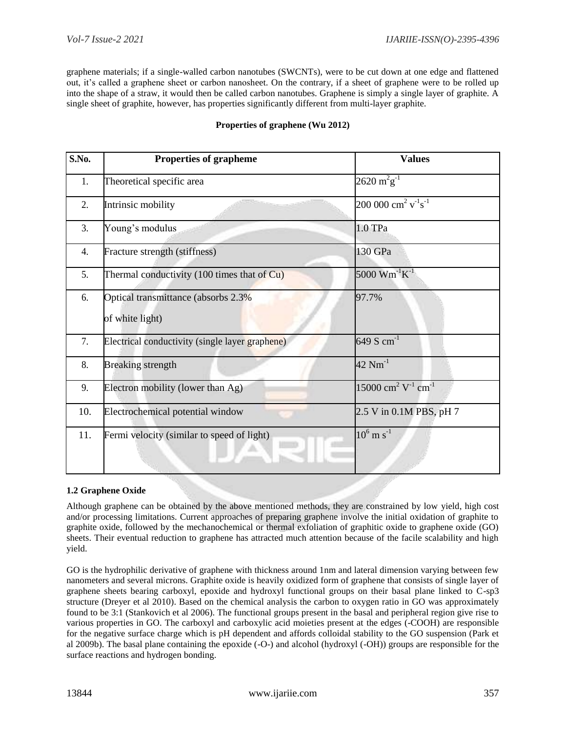graphene materials; if a single-walled carbon nanotubes (SWCNTs), were to be cut down at one edge and flattened out, it's called a graphene sheet or carbon nanosheet. On the contrary, if a sheet of graphene were to be rolled up into the shape of a straw, it would then be called carbon nanotubes. Graphene is simply a single layer of graphite. A single sheet of graphite, however, has properties significantly different from multi-layer graphite.

**Properties of graphene (Wu 2012)**

| S.No. | Properties of grapheme | Values |
|---|---|---|
| 1. | Theoretical specific area | $2620\ m^2g^{-1}$ |
| 2. | Intrinsic mobility | $200\ 000\ cm^2\ v^{-1}s^{-1}$ |
| 3. | Young's modulus | 1.0 TPa |
| 4. | Fracture strength (stiffness) | 130 GPa |
| 5. | Thermal conductivity (100 times that of Cu) | $5000\ Wm^{-1}K^{-1}$ |
| 6. | Optical transmittance (absorbs 2.3% of white light) | 97.7% |
| 7. | Electrical conductivity (single layer graphene) | $649\ S\ cm^{-1}$ |
| 8. | Breaking strength | $42\ Nm^{-1}$ |
| 9. | Electron mobility (lower than Ag) | $15000\ cm^2\ V^{-1}\ cm^{-1}$ |
| 10. | Electrochemical potential window | 2.5 V in 0.1M PBS, pH 7 |
| 11. | Fermi velocity (similar to speed of light) | $10^6\ m\ s^{-1}$ |

### 1.2 Graphene Oxide

Although graphene can be obtained by the above mentioned methods, they are constrained by low yield, high cost and/or processing limitations. Current approaches of preparing graphene involve the initial oxidation of graphite to graphite oxide, followed by the mechanochemical or thermal exfoliation of graphitic oxide to graphene oxide (GO) sheets. Their eventual reduction to graphene has attracted much attention because of the facile scalability and high yield.

GO is the hydrophilic derivative of graphene with thickness around 1nm and lateral dimension varying between few nanometers and several microns. Graphite oxide is heavily oxidized form of graphene that consists of single layer of graphene sheets bearing carboxyl, epoxide and hydroxyl functional groups on their basal plane linked to C-sp3 structure (Dreyer et al 2010). Based on the chemical analysis the carbon to oxygen ratio in GO was approximately found to be 3:1 (Stankovich et al 2006). The functional groups present in the basal and peripheral region give rise to various properties in GO. The carboxyl and carboxylic acid moieties present at the edges (-COOH) are responsible for the negative surface charge which is pH dependent and affords colloidal stability to the GO suspension (Park et al 2009b). The basal plane containing the epoxide (-O-) and alcohol (hydroxyl (-OH)) groups are responsible for the surface reactions and hydrogen bonding.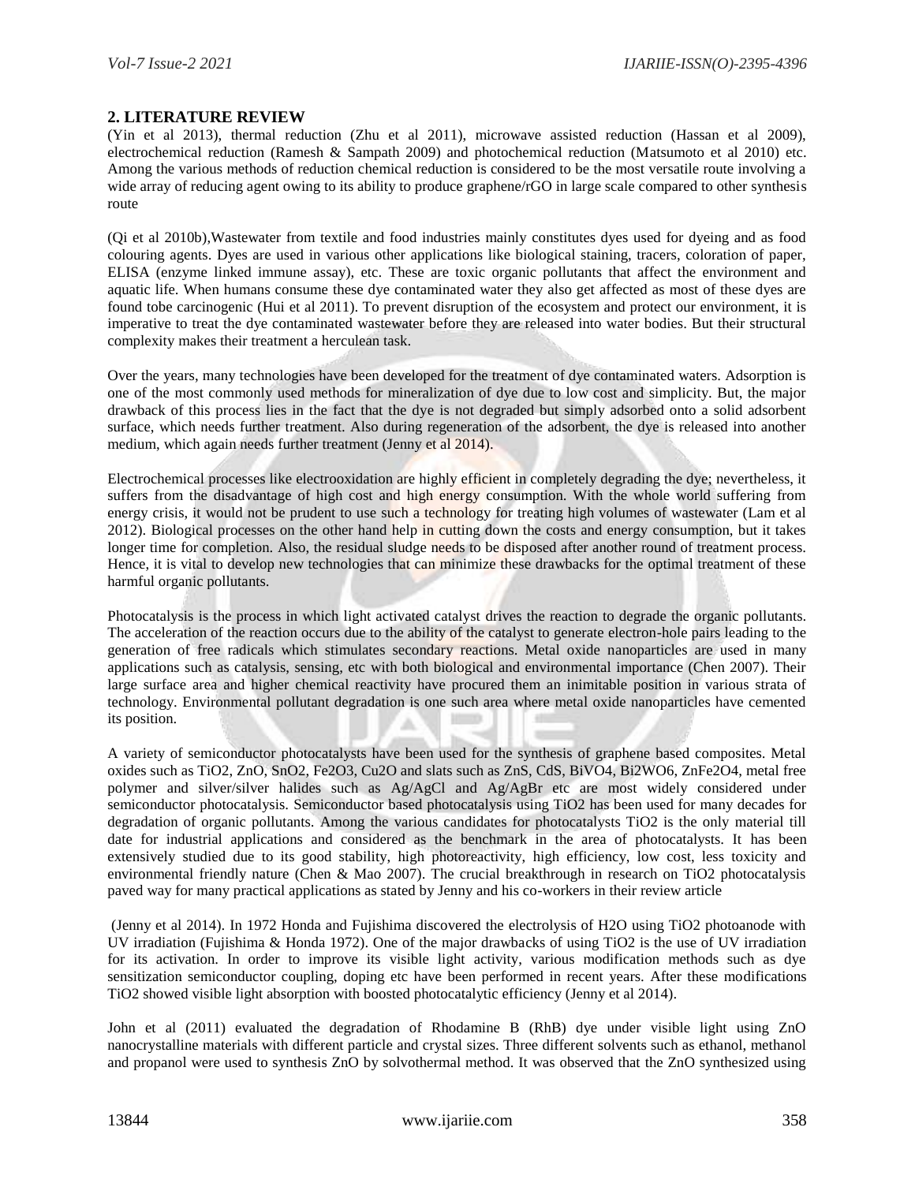## 2. LITERATURE REVIEW

(Yin et al 2013), thermal reduction (Zhu et al 2011), microwave assisted reduction (Hassan et al 2009), electrochemical reduction (Ramesh & Sampath 2009) and photochemical reduction (Matsumoto et al 2010) etc. Among the various methods of reduction chemical reduction is considered to be the most versatile route involving a wide array of reducing agent owing to its ability to produce graphene/rGO in large scale compared to other synthesis route

(Qi et al 2010b),Wastewater from textile and food industries mainly constitutes dyes used for dyeing and as food colouring agents. Dyes are used in various other applications like biological staining, tracers, coloration of paper, ELISA (enzyme linked immune assay), etc. These are toxic organic pollutants that affect the environment and aquatic life. When humans consume these dye contaminated water they also get affected as most of these dyes are found tobe carcinogenic (Hui et al 2011). To prevent disruption of the ecosystem and protect our environment, it is imperative to treat the dye contaminated wastewater before they are released into water bodies. But their structural complexity makes their treatment a herculean task.

Over the years, many technologies have been developed for the treatment of dye contaminated waters. Adsorption is one of the most commonly used methods for mineralization of dye due to low cost and simplicity. But, the major drawback of this process lies in the fact that the dye is not degraded but simply adsorbed onto a solid adsorbent surface, which needs further treatment. Also during regeneration of the adsorbent, the dye is released into another medium, which again needs further treatment (Jenny et al 2014).

Electrochemical processes like electrooxidation are highly efficient in completely degrading the dye; nevertheless, it suffers from the disadvantage of high cost and high energy consumption. With the whole world suffering from energy crisis, it would not be prudent to use such a technology for treating high volumes of wastewater (Lam et al 2012). Biological processes on the other hand help in cutting down the costs and energy consumption, but it takes longer time for completion. Also, the residual sludge needs to be disposed after another round of treatment process. Hence, it is vital to develop new technologies that can minimize these drawbacks for the optimal treatment of these harmful organic pollutants.

Photocatalysis is the process in which light activated catalyst drives the reaction to degrade the organic pollutants. The acceleration of the reaction occurs due to the ability of the catalyst to generate electron-hole pairs leading to the generation of free radicals which stimulates secondary reactions. Metal oxide nanoparticles are used in many applications such as catalysis, sensing, etc with both biological and environmental importance (Chen 2007). Their large surface area and higher chemical reactivity have procured them an inimitable position in various strata of technology. Environmental pollutant degradation is one such area where metal oxide nanoparticles have cemented its position.

A variety of semiconductor photocatalysts have been used for the synthesis of graphene based composites. Metal oxides such as $TiO_2$, ZnO, $SnO_2$, $Fe_2O_3$, $Cu_2O$ and slats such as ZnS, CdS, $BiVO_4$, $Bi_2WO_6$, $ZnFe_2O_4$, metal free polymer and silver/silver halides such as Ag/AgCl and Ag/AgBr etc are most widely considered under semiconductor photocatalysis. Semiconductor based photocatalysis using $TiO_2$ has been used for many decades for degradation of organic pollutants. Among the various candidates for photocatalysts $TiO_2$ is the only material till date for industrial applications and considered as the benchmark in the area of photocatalysts. It has been extensively studied due to its good stability, high photoreactivity, high efficiency, low cost, less toxicity and environmental friendly nature (Chen & Mao 2007). The crucial breakthrough in research on $TiO_2$ photocatalysis paved way for many practical applications as stated by Jenny and his co-workers in their review article

(Jenny et al 2014). In 1972 Honda and Fujishima discovered the electrolysis of $H_2O$ using $TiO_2$ photoanode with UV irradiation (Fujishima & Honda 1972). One of the major drawbacks of using $TiO_2$ is the use of UV irradiation for its activation. In order to improve its visible light activity, various modification methods such as dye sensitization semiconductor coupling, doping etc have been performed in recent years. After these modifications $TiO_2$ showed visible light absorption with boosted photocatalytic efficiency (Jenny et al 2014).

John et al (2011) evaluated the degradation of Rhodamine B (RhB) dye under visible light using ZnO nanocrystalline materials with different particle and crystal sizes. Three different solvents such as ethanol, methanol and propanol were used to synthesis ZnO by solvothermal method. It was observed that the ZnO synthesized using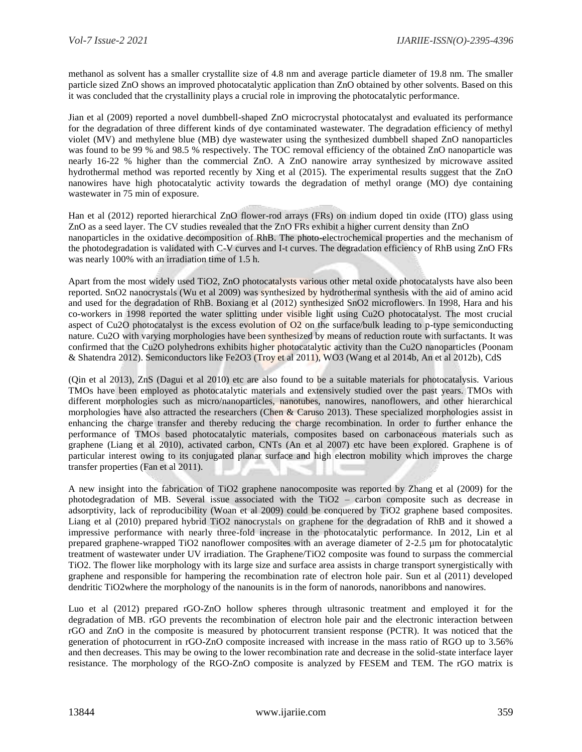methanol as solvent has a smaller crystallite size of 4.8 nm and average particle diameter of 19.8 nm. The smaller particle sized ZnO shows an improved photocatalytic application than ZnO obtained by other solvents. Based on this it was concluded that the crystallinity plays a crucial role in improving the photocatalytic performance.

Jian et al (2009) reported a novel dumbbell-shaped ZnO microcrystal photocatalyst and evaluated its performance for the degradation of three different kinds of dye contaminated wastewater. The degradation efficiency of methyl violet (MV) and methylene blue (MB) dye wastewater using the synthesized dumbbell shaped ZnO nanoparticles was found to be 99 % and 98.5 % respectively. The TOC removal efficiency of the obtained ZnO nanoparticle was nearly 16-22 % higher than the commercial ZnO. A ZnO nanowire array synthesized by microwave assited hydrothermal method was reported recently by Xing et al (2015). The experimental results suggest that the ZnO nanowires have high photocatalytic activity towards the degradation of methyl orange (MO) dye containing wastewater in 75 min of exposure.

Han et al (2012) reported hierarchical ZnO flower-rod arrays (FRs) on indium doped tin oxide (ITO) glass using ZnO as a seed layer. The CV studies revealed that the ZnO FRs exhibit a higher current density than ZnO nanoparticles in the oxidative decomposition of RhB. The photo-electrochemical properties and the mechanism of the photodegradation is validated with C-V curves and I-t curves. The degradation efficiency of RhB using ZnO FRs was nearly 100% with an irradiation time of 1.5 h.

Apart from the most widely used $TiO_2$, ZnO photocatalysts various other metal oxide photocatalysts have also been reported. $SnO_2$ nanocrystals (Wu et al 2009) was synthesized by hydrothermal synthesis with the aid of amino acid and used for the degradation of RhB. Boxiang et al (2012) synthesized $SnO_2$ microflowers. In 1998, Hara and his co-workers in 1998 reported the water splitting under visible light using $Cu_2O$ photocatalyst. The most crucial aspect of $Cu_2O$ photocatalyst is the excess evolution of $O_2$ on the surface/bulk leading to p-type semiconducting nature. $Cu_2O$ with varying morphologies have been synthesized by means of reduction route with surfactants. It was confirmed that the $Cu_2O$ polyhedrons exhibits higher photocatalytic activity than the $Cu_2O$ nanoparticles (Poonam & Shatendra 2012). Semiconductors like $Fe_2O_3$ (Troy et al 2011), $WO_3$ (Wang et al 2014b, An et al 2012b), CdS (Qin et al 2013), ZnS (Dagui et al 2010) etc are also found to be a suitable materials for photocatalysis. Various TMOs have been employed as photocatalytic materials and extensively studied over the past years. TMOs with different morphologies such as micro/nanoparticles, nanotubes, nanowires, nanoflowers, and other hierarchical morphologies have also attracted the researchers (Chen & Caruso 2013). These specialized morphologies assist in enhancing the charge transfer and thereby reducing the charge recombination. In order to further enhance the performance of TMOs based photocatalytic materials, composites based on carbonaceous materials such as graphene (Liang et al 2010), activated carbon, CNTs (An et al 2007) etc have been explored. Graphene is of particular interest owing to its conjugated planar surface and high electron mobility which improves the charge transfer properties (Fan et al 2011).

A new insight into the fabrication of $TiO_2$ graphene nanocomposite was reported by Zhang et al (2009) for the photodegradation of MB. Several issue associated with the $TiO_2$ – carbon composite such as decrease in adsorptivity, lack of reproducibility (Woan et al 2009) could be conquered by $TiO_2$ graphene based composites. Liang et al (2010) prepared hybrid $TiO_2$ nanocrystals on graphene for the degradation of RhB and it showed a impressive performance with nearly three-fold increase in the photocatalytic performance. In 2012, Lin et al prepared graphene-wrapped $TiO_2$ nanoflower composites with an average diameter of 2-2.5 µm for photocatalytic treatment of wastewater under UV irradiation. The Graphene/$TiO_2$ composite was found to surpass the commercial $TiO_2$. The flower like morphology with its large size and surface area assists in charge transport synergistically with graphene and responsible for hampering the recombination rate of electron hole pair. Sun et al (2011) developed dendritic $TiO_2$where the morphology of the nanounits is in the form of nanorods, nanoribbons and nanowires.

Luo et al (2012) prepared rGO-ZnO hollow spheres through ultrasonic treatment and employed it for the degradation of MB. rGO prevents the recombination of electron hole pair and the electronic interaction between rGO and ZnO in the composite is measured by photocurrent transient response (PCTR). It was noticed that the generation of photocurrent in rGO-ZnO composite increased with increase in the mass ratio of RGO up to 3.56% and then decreases. This may be owing to the lower recombination rate and decrease in the solid-state interface layer resistance. The morphology of the RGO-ZnO composite is analyzed by FESEM and TEM. The rGO matrix is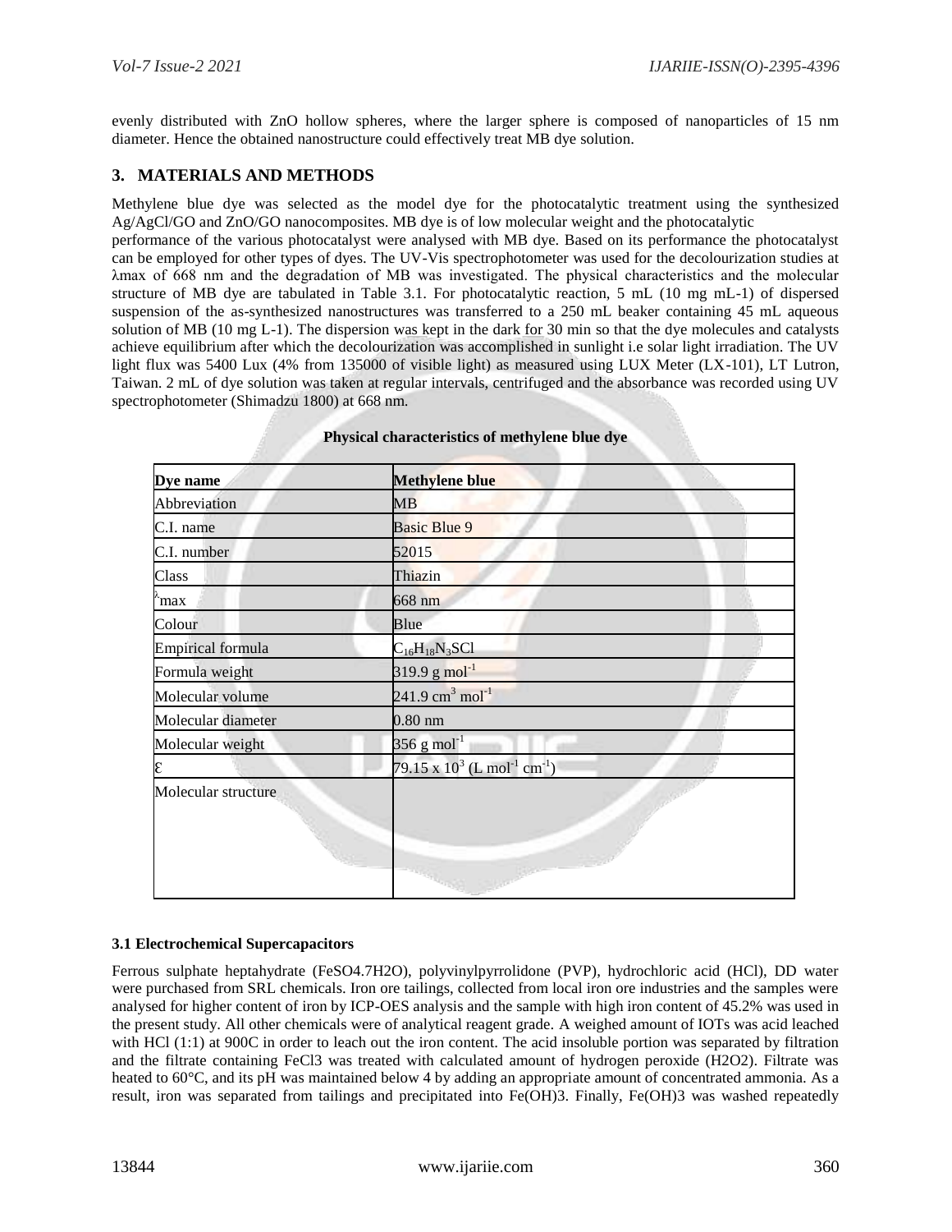evenly distributed with ZnO hollow spheres, where the larger sphere is composed of nanoparticles of 15 nm diameter. Hence the obtained nanostructure could effectively treat MB dye solution.

## 3. MATERIALS AND METHODS

Methylene blue dye was selected as the model dye for the photocatalytic treatment using the synthesized Ag/AgCl/GO and ZnO/GO nanocomposites. MB dye is of low molecular weight and the photocatalytic

performance of the various photocatalyst were analysed with MB dye. Based on its performance the photocatalyst can be employed for other types of dyes. The UV-Vis spectrophotometer was used for the decolourization studies at λmax of 668 nm and the degradation of MB was investigated. The physical characteristics and the molecular structure of MB dye are tabulated in Table 3.1. For photocatalytic reaction, 5 mL (10 mg mL-1) of dispersed suspension of the as-synthesized nanostructures was transferred to a 250 mL beaker containing 45 mL aqueous solution of MB (10 mg L-1). The dispersion was kept in the dark for 30 min so that the dye molecules and catalysts achieve equilibrium after which the decolourization was accomplished in sunlight i.e solar light irradiation. The UV light flux was 5400 Lux (4% from 135000 of visible light) as measured using LUX Meter (LX-101), LT Lutron, Taiwan. 2 mL of dye solution was taken at regular intervals, centrifuged and the absorbance was recorded using UV spectrophotometer (Shimadzu 1800) at 668 nm.

**Physical characteristics of methylene blue dye**

| **Dye name** | **Methylene blue** |
|---|---|
| Abbreviation | MB |
| C.I. name | Basic Blue 9 |
| C.I. number | 52015 |
| Class | Thiazin |
| $\lambda_{max}$ | 668 nm |
| Colour | Blue |
| Empirical formula | $C_{16}H_{18}N_3SCl$ |
| Formula weight | 319.9 g $mol^{-1}$ |
| Molecular volume | 241.9 $cm^3$ $mol^{-1}$ |
| Molecular diameter | 0.80 nm |
| Molecular weight | 356 g $mol^{-1}$ |
| ε | $79.15 \times 10^3$ (L $mol^{-1}$ $cm^{-1}$) |
| Molecular structure | |

### 3.1 Electrochemical Supercapacitors

Ferrous sulphate heptahydrate ($FeSO_4.7H_2O$), polyvinylpyrrolidone (PVP), hydrochloric acid (HCl), DD water were purchased from SRL chemicals. Iron ore tailings, collected from local iron ore industries and the samples were analysed for higher content of iron by ICP-OES analysis and the sample with high iron content of 45.2% was used in the present study. All other chemicals were of analytical reagent grade. A weighed amount of IOTs was acid leached with HCl (1:1) at 900C in order to leach out the iron content. The acid insoluble portion was separated by filtration and the filtrate containing $FeCl_3$ was treated with calculated amount of hydrogen peroxide ($H_2O_2$). Filtrate was heated to 60°C, and its pH was maintained below 4 by adding an appropriate amount of concentrated ammonia. As a result, iron was separated from tailings and precipitated into $Fe(OH)_3$. Finally, $Fe(OH)_3$ was washed repeatedly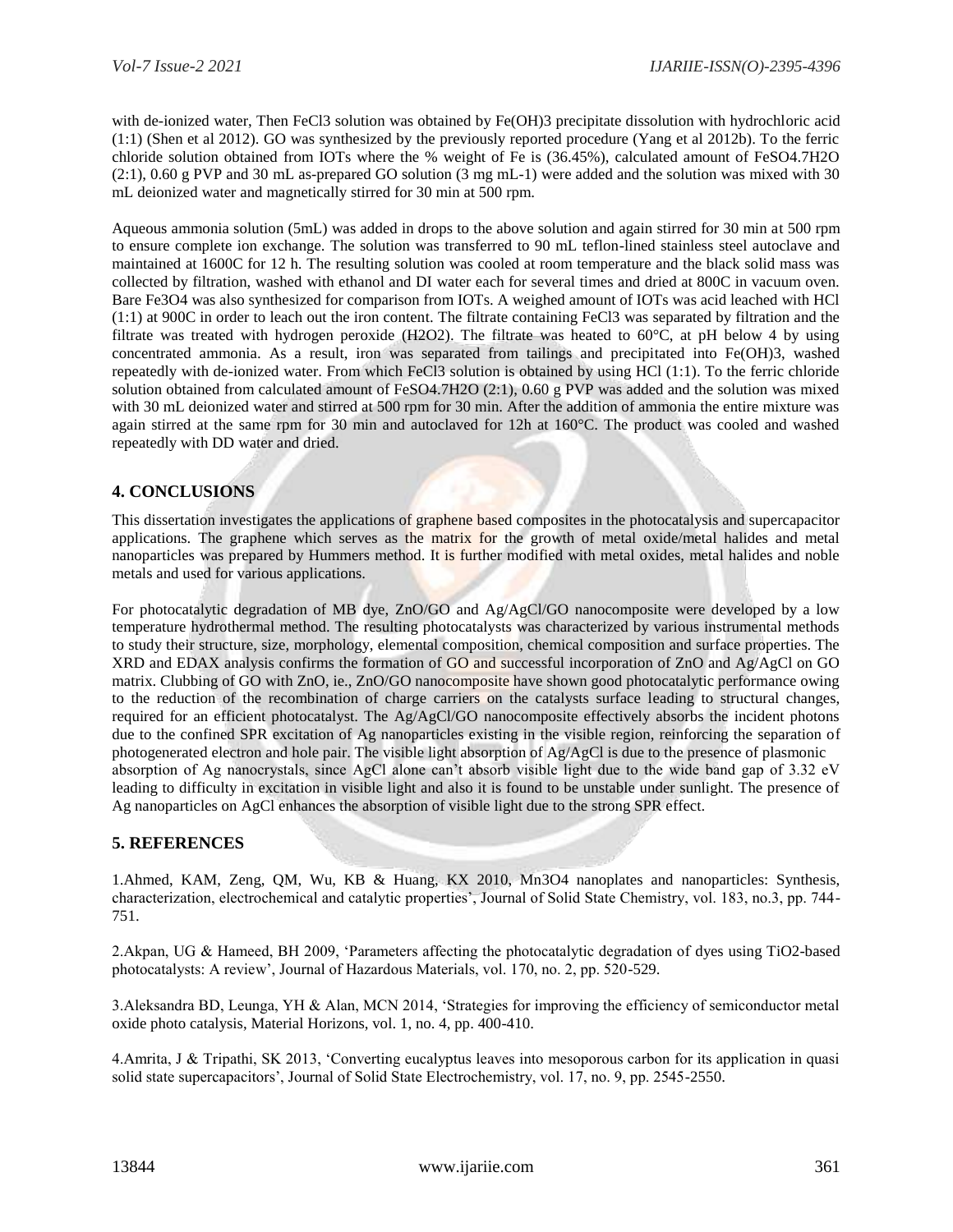with de-ionized water, Then $FeCl_3$ solution was obtained by $Fe(OH)_3$ precipitate dissolution with hydrochloric acid (1:1) (Shen et al 2012). GO was synthesized by the previously reported procedure (Yang et al 2012b). To the ferric chloride solution obtained from IOTs where the % weight of Fe is (36.45%), calculated amount of $FeSO_4.7H_2O$ (2:1), 0.60 g PVP and 30 mL as-prepared GO solution (3 mg mL-1) were added and the solution was mixed with 30 mL deionized water and magnetically stirred for 30 min at 500 rpm.

Aqueous ammonia solution (5mL) was added in drops to the above solution and again stirred for 30 min at 500 rpm to ensure complete ion exchange. The solution was transferred to 90 mL teflon-lined stainless steel autoclave and maintained at 1600C for 12 h. The resulting solution was cooled at room temperature and the black solid mass was collected by filtration, washed with ethanol and DI water each for several times and dried at 800C in vacuum oven. Bare $Fe_3O_4$ was also synthesized for comparison from IOTs. A weighed amount of IOTs was acid leached with HCl (1:1) at 900C in order to leach out the iron content. The filtrate containing $FeCl_3$ was separated by filtration and the filtrate was treated with hydrogen peroxide ($H_2O_2$). The filtrate was heated to 60°C, at pH below 4 by using concentrated ammonia. As a result, iron was separated from tailings and precipitated into $Fe(OH)_3$, washed repeatedly with de-ionized water. From which $FeCl_3$ solution is obtained by using HCl (1:1). To the ferric chloride solution obtained from calculated amount of $FeSO_4.7H_2O$ (2:1), 0.60 g PVP was added and the solution was mixed with 30 mL deionized water and stirred at 500 rpm for 30 min. After the addition of ammonia the entire mixture was again stirred at the same rpm for 30 min and autoclaved for 12h at 160°C. The product was cooled and washed repeatedly with DD water and dried.

## 4. CONCLUSIONS

This dissertation investigates the applications of graphene based composites in the photocatalysis and supercapacitor applications. The graphene which serves as the matrix for the growth of metal oxide/metal halides and metal nanoparticles was prepared by Hummers method. It is further modified with metal oxides, metal halides and noble metals and used for various applications.

For photocatalytic degradation of MB dye, ZnO/GO and Ag/AgCl/GO nanocomposite were developed by a low temperature hydrothermal method. The resulting photocatalysts was characterized by various instrumental methods to study their structure, size, morphology, elemental composition, chemical composition and surface properties. The XRD and EDAX analysis confirms the formation of GO and successful incorporation of ZnO and Ag/AgCl on GO matrix. Clubbing of GO with ZnO, ie., ZnO/GO nanocomposite have shown good photocatalytic performance owing to the reduction of the recombination of charge carriers on the catalysts surface leading to structural changes, required for an efficient photocatalyst. The Ag/AgCl/GO nanocomposite effectively absorbs the incident photons due to the confined SPR excitation of Ag nanoparticles existing in the visible region, reinforcing the separation of photogenerated electron and hole pair. The visible light absorption of Ag/AgCl is due to the presence of plasmonic absorption of Ag nanocrystals, since AgCl alone can't absorb visible light due to the wide band gap of 3.32 eV leading to difficulty in excitation in visible light and also it is found to be unstable under sunlight. The presence of Ag nanoparticles on AgCl enhances the absorption of visible light due to the strong SPR effect.

## 5. REFERENCES

1.Ahmed, KAM, Zeng, QM, Wu, KB & Huang, KX 2010, $Mn_3O_4$ nanoplates and nanoparticles: Synthesis, characterization, electrochemical and catalytic properties', Journal of Solid State Chemistry, vol. 183, no.3, pp. 744-751.

2.Akpan, UG & Hameed, BH 2009, 'Parameters affecting the photocatalytic degradation of dyes using $TiO_2$-based photocatalysts: A review', Journal of Hazardous Materials, vol. 170, no. 2, pp. 520-529.

3.Aleksandra BD, Leunga, YH & Alan, MCN 2014, 'Strategies for improving the efficiency of semiconductor metal oxide photo catalysis, Material Horizons, vol. 1, no. 4, pp. 400-410.

4.Amrita, J & Tripathi, SK 2013, 'Converting eucalyptus leaves into mesoporous carbon for its application in quasi solid state supercapacitors', Journal of Solid State Electrochemistry, vol. 17, no. 9, pp. 2545-2550.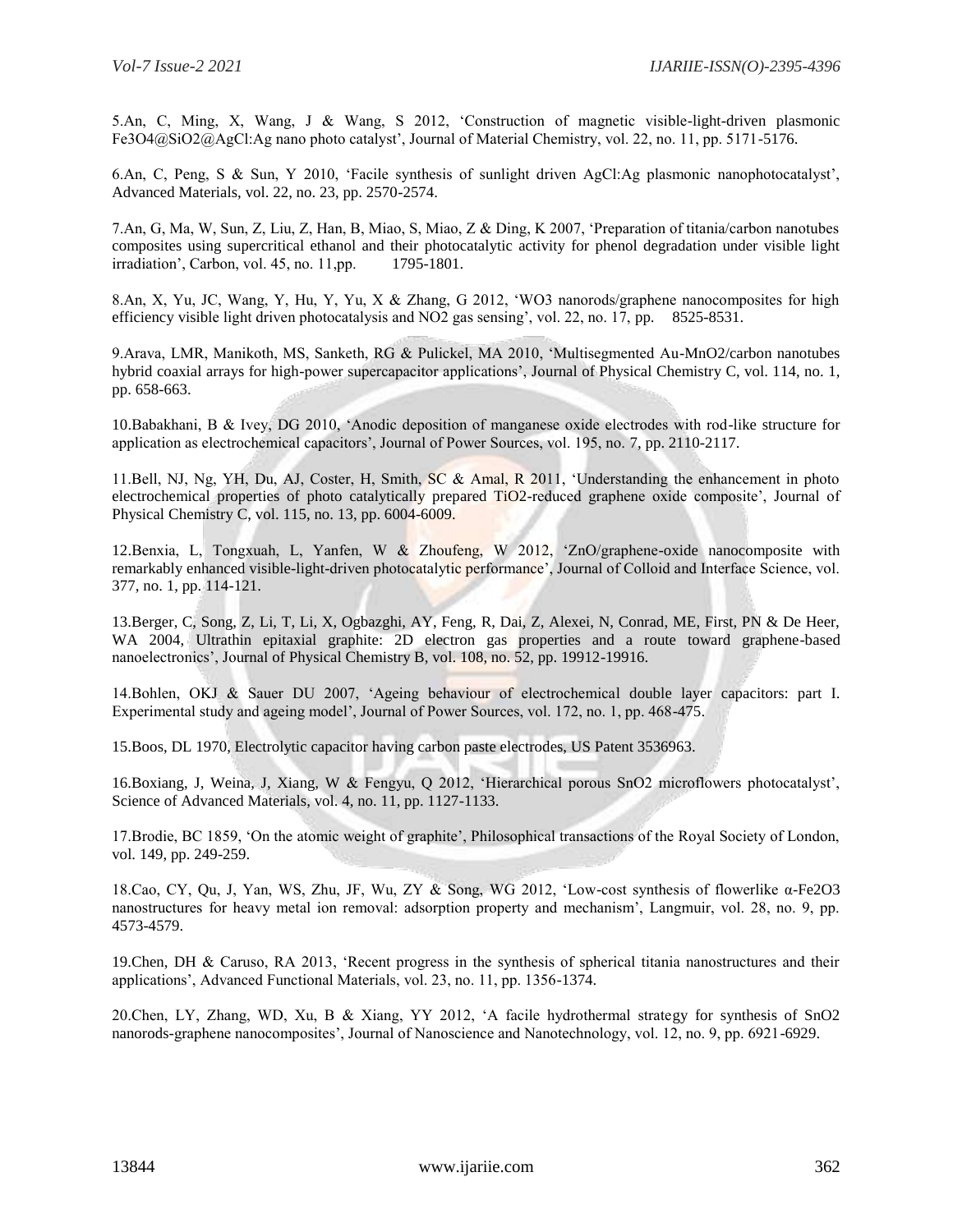5.An, C, Ming, X, Wang, J & Wang, S 2012, 'Construction of magnetic visible-light-driven plasmonic $Fe_3O_4$@$SiO_2$@AgCl:Ag nano photo catalyst', Journal of Material Chemistry, vol. 22, no. 11, pp. 5171-5176.

6.An, C, Peng, S & Sun, Y 2010, 'Facile synthesis of sunlight driven AgCl:Ag plasmonic nanophotocatalyst', Advanced Materials, vol. 22, no. 23, pp. 2570-2574.

7.An, G, Ma, W, Sun, Z, Liu, Z, Han, B, Miao, S, Miao, Z & Ding, K 2007, 'Preparation of titania/carbon nanotubes composites using supercritical ethanol and their photocatalytic activity for phenol degradation under visible light irradiation', Carbon, vol. 45, no. 11,pp. 1795-1801.

8.An, X, Yu, JC, Wang, Y, Hu, Y, Yu, X & Zhang, G 2012, '$WO_3$ nanorods/graphene nanocomposites for high efficiency visible light driven photocatalysis and $NO_2$ gas sensing', vol. 22, no. 17, pp. 8525-8531.

9.Arava, LMR, Manikoth, MS, Sanketh, RG & Pulickel, MA 2010, 'Multisegmented Au-$MnO_2$/carbon nanotubes hybrid coaxial arrays for high-power supercapacitor applications', Journal of Physical Chemistry C, vol. 114, no. 1, pp. 658-663.

10.Babakhani, B & Ivey, DG 2010, 'Anodic deposition of manganese oxide electrodes with rod-like structure for application as electrochemical capacitors', Journal of Power Sources, vol. 195, no. 7, pp. 2110-2117.

11.Bell, NJ, Ng, YH, Du, AJ, Coster, H, Smith, SC & Amal, R 2011, 'Understanding the enhancement in photo electrochemical properties of photo catalytically prepared $TiO_2$-reduced graphene oxide composite', Journal of Physical Chemistry C, vol. 115, no. 13, pp. 6004-6009.

12.Benxia, L, Tongxuah, L, Yanfen, W & Zhoufeng, W 2012, 'ZnO/graphene-oxide nanocomposite with remarkably enhanced visible-light-driven photocatalytic performance', Journal of Colloid and Interface Science, vol. 377, no. 1, pp. 114-121.

13.Berger, C, Song, Z, Li, T, Li, X, Ogbazghi, AY, Feng, R, Dai, Z, Alexei, N, Conrad, ME, First, PN & De Heer, WA 2004, Ultrathin epitaxial graphite: 2D electron gas properties and a route toward graphene-based nanoelectronics', Journal of Physical Chemistry B, vol. 108, no. 52, pp. 19912-19916.

14.Bohlen, OKJ & Sauer DU 2007, 'Ageing behaviour of electrochemical double layer capacitors: part I. Experimental study and ageing model', Journal of Power Sources, vol. 172, no. 1, pp. 468-475.

15.Boos, DL 1970, Electrolytic capacitor having carbon paste electrodes, US Patent 3536963.

16.Boxiang, J, Weina, J, Xiang, W & Fengyu, Q 2012, 'Hierarchical porous $SnO_2$ microflowers photocatalyst', Science of Advanced Materials, vol. 4, no. 11, pp. 1127-1133.

17.Brodie, BC 1859, 'On the atomic weight of graphite', Philosophical transactions of the Royal Society of London, vol. 149, pp. 249-259.

18.Cao, CY, Qu, J, Yan, WS, Zhu, JF, Wu, ZY & Song, WG 2012, 'Low-cost synthesis of flowerlike α-$Fe_2O_3$ nanostructures for heavy metal ion removal: adsorption property and mechanism', Langmuir, vol. 28, no. 9, pp. 4573-4579.

19.Chen, DH & Caruso, RA 2013, 'Recent progress in the synthesis of spherical titania nanostructures and their applications', Advanced Functional Materials, vol. 23, no. 11, pp. 1356-1374.

20.Chen, LY, Zhang, WD, Xu, B & Xiang, YY 2012, 'A facile hydrothermal strategy for synthesis of $SnO_2$ nanorods-graphene nanocomposites', Journal of Nanoscience and Nanotechnology, vol. 12, no. 9, pp. 6921-6929.